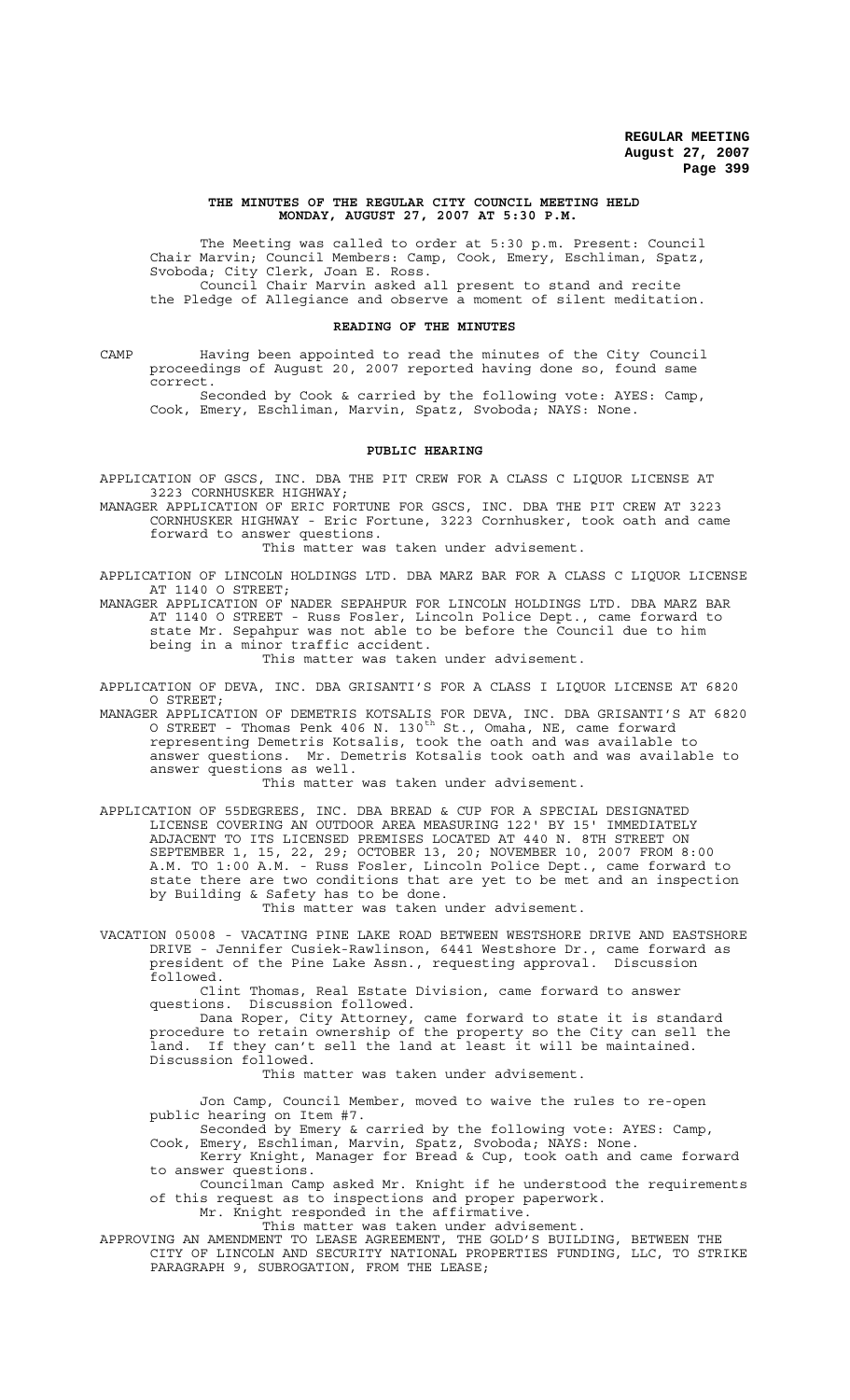**THE MINUTES OF THE REGULAR CITY COUNCIL MEETING HELD MONDAY, AUGUST 27, 2007 AT 5:30 P.M.**

The Meeting was called to order at 5:30 p.m. Present: Council Chair Marvin; Council Members: Camp, Cook, Emery, Eschliman, Spatz, Svoboda; City Clerk, Joan E. Ross.

Council Chair Marvin asked all present to stand and recite the Pledge of Allegiance and observe a moment of silent meditation.

**READING OF THE MINUTES**

CAMP Having been appointed to read the minutes of the City Council proceedings of August 20, 2007 reported having done so, found same correct.

Seconded by Cook & carried by the following vote: AYES: Camp, Cook, Emery, Eschliman, Marvin, Spatz, Svoboda; NAYS: None.

**PUBLIC HEARING**

APPLICATION OF GSCS, INC. DBA THE PIT CREW FOR A CLASS C LIQUOR LICENSE AT 3223 CORNHUSKER HIGHWAY;

MANAGER APPLICATION OF ERIC FORTUNE FOR GSCS, INC. DBA THE PIT CREW AT 3223 CORNHUSKER HIGHWAY - Eric Fortune, 3223 Cornhusker, took oath and came forward to answer questions.

This matter was taken under advisement.

APPLICATION OF LINCOLN HOLDINGS LTD. DBA MARZ BAR FOR A CLASS C LIQUOR LICENSE AT 1140 O STREET;

MANAGER APPLICATION OF NADER SEPAHPUR FOR LINCOLN HOLDINGS LTD. DBA MARZ BAR AT 1140 O STREET - Russ Fosler, Lincoln Police Dept., came forward to state Mr. Sepahpur was not able to be before the Council due to him being in a minor traffic accident.

This matter was taken under advisement.

APPLICATION OF DEVA, INC. DBA GRISANTI'S FOR A CLASS I LIQUOR LICENSE AT 6820 O STREET;

MANAGER APPLICATION OF DEMETRIS KOTSALIS FOR DEVA, INC. DBA GRISANTI'S AT 6820 O STREET - Thomas Penk 406 N. 130th St., Omaha, NE, came forward representing Demetris Kotsalis, took the oath and was available to answer questions. Mr. Demetris Kotsalis took oath and was available to answer questions as well.

This matter was taken under advisement.

APPLICATION OF 55DEGREES, INC. DBA BREAD & CUP FOR A SPECIAL DESIGNATED LICENSE COVERING AN OUTDOOR AREA MEASURING 122' BY 15' IMMEDIATELY ADJACENT TO ITS LICENSED PREMISES LOCATED AT 440 N. 8TH STREET ON SEPTEMBER 1, 15, 22, 29; OCTOBER 13, 20; NOVEMBER 10, 2007 FROM 8:00 A.M. TO 1:00 A.M. - Russ Fosler, Lincoln Police Dept., came forward to state there are two conditions that are yet to be met and an inspection by Building & Safety has to be done.

This matter was taken under advisement.

VACATION 05008 - VACATING PINE LAKE ROAD BETWEEN WESTSHORE DRIVE AND EASTSHORE DRIVE - Jennifer Cusiek-Rawlinson, 6441 Westshore Dr., came forward as president of the Pine Lake Assn., requesting approval. Discussion followed.

Clint Thomas, Real Estate Division, came forward to answer questions. Discussion followed.

Dana Roper, City Attorney, came forward to state it is standard procedure to retain ownership of the property so the City can sell the land. If they can't sell the land at least it will be maintained. Discussion followed.

This matter was taken under advisement.

Jon Camp, Council Member, moved to waive the rules to re-open public hearing on Item #7.

Seconded by Emery & carried by the following vote: AYES: Camp, Cook, Emery, Eschliman, Marvin, Spatz, Svoboda; NAYS: None.

Kerry Knight, Manager for Bread & Cup, took oath and came forward to answer questions.

Councilman Camp asked Mr. Knight if he understood the requirements of this request as to inspections and proper paperwork.

Mr. Knight responded in the affirmative.

This matter was taken under advisement.

APPROVING AN AMENDMENT TO LEASE AGREEMENT, THE GOLD'S BUILDING, BETWEEN THE CITY OF LINCOLN AND SECURITY NATIONAL PROPERTIES FUNDING, LLC, TO STRIKE PARAGRAPH 9, SUBROGATION, FROM THE LEASE;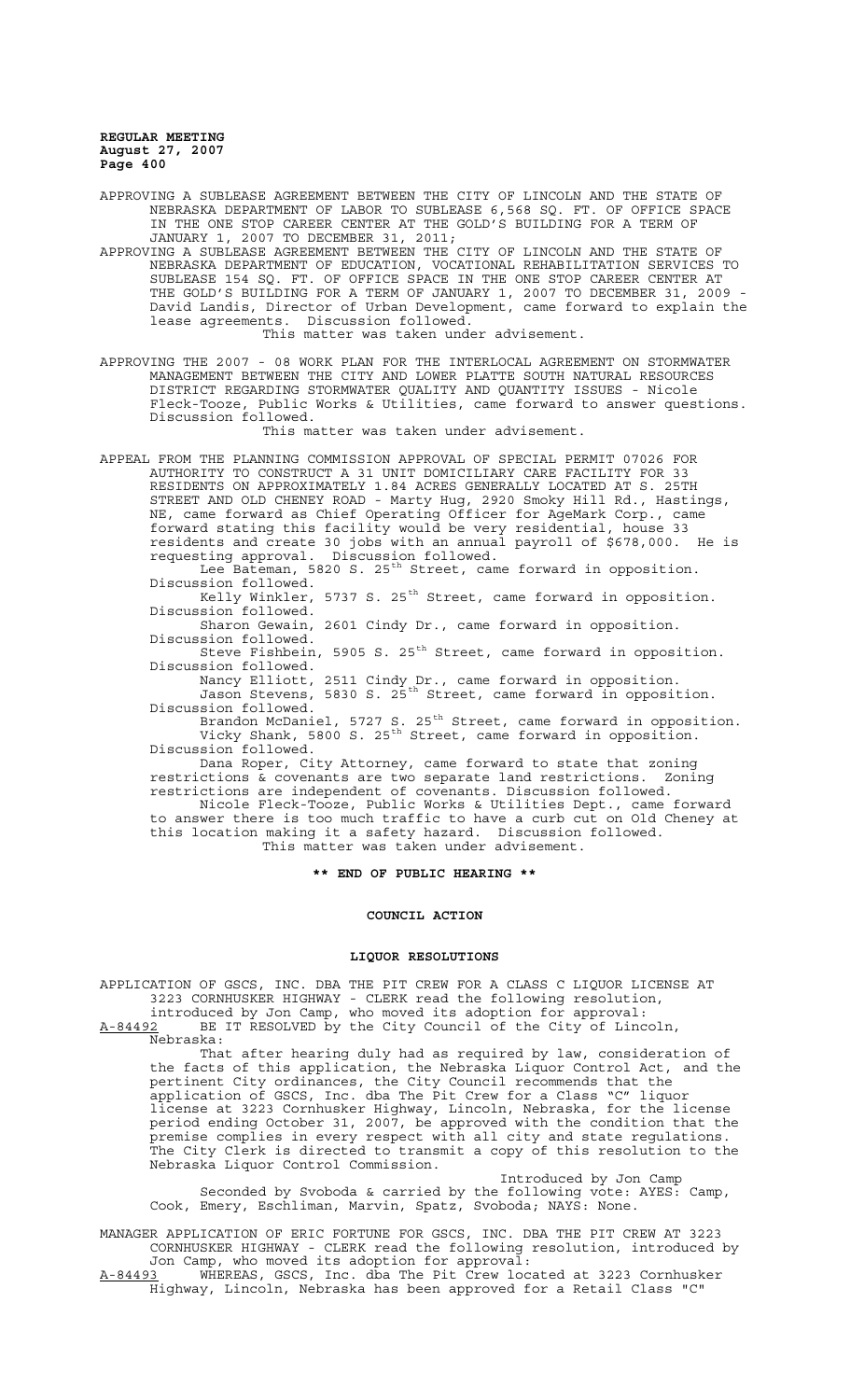APPROVING A SUBLEASE AGREEMENT BETWEEN THE CITY OF LINCOLN AND THE STATE OF NEBRASKA DEPARTMENT OF LABOR TO SUBLEASE 6,568 SQ. FT. OF OFFICE SPACE IN THE ONE STOP CAREER CENTER AT THE GOLD'S BUILDING FOR A TERM OF JANUARY 1, 2007 TO DECEMBER 31, 2011;

APPROVING A SUBLEASE AGREEMENT BETWEEN THE CITY OF LINCOLN AND THE STATE OF NEBRASKA DEPARTMENT OF EDUCATION, VOCATIONAL REHABILITATION SERVICES TO SUBLEASE 154 SQ. FT. OF OFFICE SPACE IN THE ONE STOP CAREER CENTER AT THE GOLD'S BUILDING FOR A TERM OF JANUARY 1, 2007 TO DECEMBER 31, 2009 - David Landis, Director of Urban Development, came forward to explain the lease agreements. Discussion followed.

This matter was taken under advisement.

APPROVING THE 2007 - 08 WORK PLAN FOR THE INTERLOCAL AGREEMENT ON STORMWATER MANAGEMENT BETWEEN THE CITY AND LOWER PLATTE SOUTH NATURAL RESOURCES DISTRICT REGARDING STORMWATER QUALITY AND QUANTITY ISSUES - Nicole Fleck-Tooze, Public Works & Utilities, came forward to answer questions. Discussion followed.

This matter was taken under advisement.

APPEAL FROM THE PLANNING COMMISSION APPROVAL OF SPECIAL PERMIT 07026 FOR AUTHORITY TO CONSTRUCT A 31 UNIT DOMICILIARY CARE FACILITY FOR 33 RESIDENTS ON APPROXIMATELY 1.84 ACRES GENERALLY LOCATED AT S. 25TH STREET AND OLD CHENEY ROAD - Marty Hug, 2920 Smoky Hill Rd., Hastings, NE, came forward as Chief Operating Officer for AgeMark Corp., came forward stating this facility would be very residential, house 33 residents and create 30 jobs with an annual payroll of $678,000. He is requesting approval. Discussion followed.

Lee Bateman, 5820 S. 25th Street, came forward in opposition. Discussion followed.

Kelly Winkler, 5737 S. 25th Street, came forward in opposition. Discussion followed.

Sharon Gewain, 2601 Cindy Dr., came forward in opposition. Discussion followed.

Steve Fishbein, 5905 S. 25th Street, came forward in opposition. Discussion followed.

Nancy Elliott, 2511 Cindy Dr., came forward in opposition.

Jason Stevens, 5830 S. 25th Street, came forward in opposition. Discussion followed.

Brandon McDaniel, 5727 S. 25th Street, came forward in opposition.

Vicky Shank, 5800 S. 25th Street, came forward in opposition. Discussion followed.

Dana Roper, City Attorney, came forward to state that zoning restrictions & covenants are two separate land restrictions. Zoning restrictions are independent of covenants. Discussion followed.

Nicole Fleck-Tooze, Public Works & Utilities Dept., came forward to answer there is too much traffic to have a curb cut on Old Cheney at this location making it a safety hazard. Discussion followed.

This matter was taken under advisement.

**\*\* END OF PUBLIC HEARING \*\***

## COUNCIL ACTION

### LIQUOR RESOLUTIONS

APPLICATION OF GSCS, INC. DBA THE PIT CREW FOR A CLASS C LIQUOR LICENSE AT 3223 CORNHUSKER HIGHWAY - CLERK read the following resolution, introduced by Jon Camp, who moved its adoption for approval:

A-84492 BE IT RESOLVED by the City Council of the City of Lincoln, Nebraska:

That after hearing duly had as required by law, consideration of the facts of this application, the Nebraska Liquor Control Act, and the pertinent City ordinances, the City Council recommends that the application of GSCS, Inc. dba The Pit Crew for a Class "C" liquor license at 3223 Cornhusker Highway, Lincoln, Nebraska, for the license period ending October 31, 2007, be approved with the condition that the premise complies in every respect with all city and state regulations. The City Clerk is directed to transmit a copy of this resolution to the Nebraska Liquor Control Commission.

Introduced by Jon Camp

Seconded by Svoboda & carried by the following vote: AYES: Camp, Cook, Emery, Eschliman, Marvin, Spatz, Svoboda; NAYS: None.

MANAGER APPLICATION OF ERIC FORTUNE FOR GSCS, INC. DBA THE PIT CREW AT 3223 CORNHUSKER HIGHWAY - CLERK read the following resolution, introduced by Jon Camp, who moved its adoption for approval:

A-84493 WHEREAS, GSCS, Inc. dba The Pit Crew located at 3223 Cornhusker Highway, Lincoln, Nebraska has been approved for a Retail Class "C"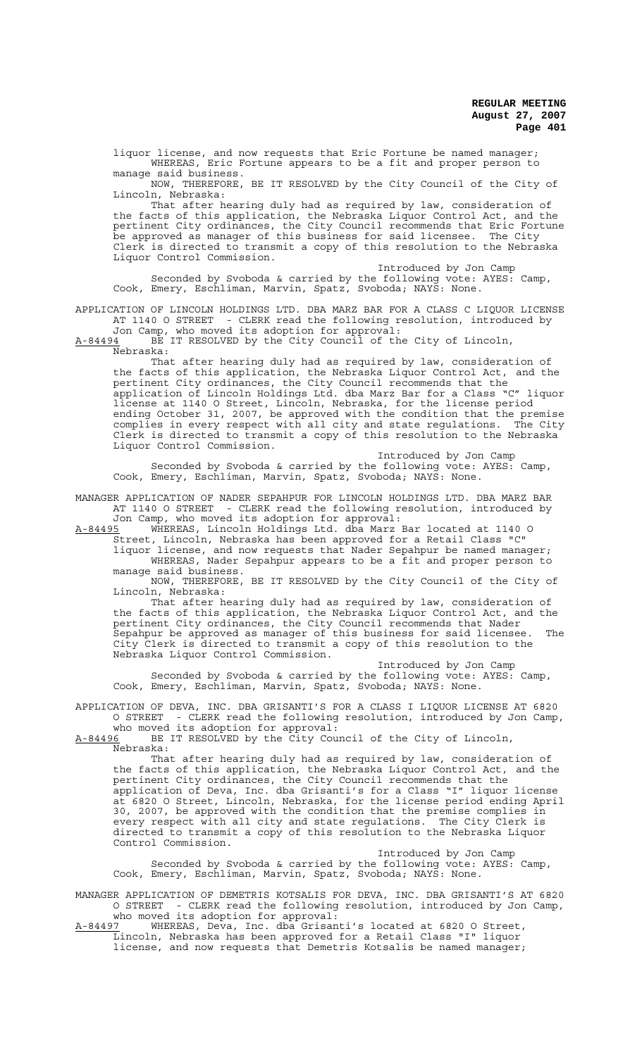liquor license, and now requests that Eric Fortune be named manager;

WHEREAS, Eric Fortune appears to be a fit and proper person to manage said business.

NOW, THEREFORE, BE IT RESOLVED by the City Council of the City of Lincoln, Nebraska:

That after hearing duly had as required by law, consideration of the facts of this application, the Nebraska Liquor Control Act, and the pertinent City ordinances, the City Council recommends that Eric Fortune be approved as manager of this business for said licensee. The City Clerk is directed to transmit a copy of this resolution to the Nebraska Liquor Control Commission.

Introduced by Jon Camp

Seconded by Svoboda & carried by the following vote: AYES: Camp, Cook, Emery, Eschliman, Marvin, Spatz, Svoboda; NAYS: None.

APPLICATION OF LINCOLN HOLDINGS LTD. DBA MARZ BAR FOR A CLASS C LIQUOR LICENSE AT 1140 O STREET - CLERK read the following resolution, introduced by Jon Camp, who moved its adoption for approval:

A-84494 BE IT RESOLVED by the City Council of the City of Lincoln, Nebraska:

That after hearing duly had as required by law, consideration of the facts of this application, the Nebraska Liquor Control Act, and the pertinent City ordinances, the City Council recommends that the application of Lincoln Holdings Ltd. dba Marz Bar for a Class "C" liquor license at 1140 O Street, Lincoln, Nebraska, for the license period ending October 31, 2007, be approved with the condition that the premise complies in every respect with all city and state regulations. The City Clerk is directed to transmit a copy of this resolution to the Nebraska Liquor Control Commission.

Introduced by Jon Camp

Seconded by Svoboda & carried by the following vote: AYES: Camp, Cook, Emery, Eschliman, Marvin, Spatz, Svoboda; NAYS: None.

MANAGER APPLICATION OF NADER SEPAHPUR FOR LINCOLN HOLDINGS LTD. DBA MARZ BAR AT 1140 O STREET - CLERK read the following resolution, introduced by Jon Camp, who moved its adoption for approval:

A-84495 WHEREAS, Lincoln Holdings Ltd. dba Marz Bar located at 1140 O Street, Lincoln, Nebraska has been approved for a Retail Class "C" liquor license, and now requests that Nader Sepahpur be named manager;

WHEREAS, Nader Sepahpur appears to be a fit and proper person to manage said business.

NOW, THEREFORE, BE IT RESOLVED by the City Council of the City of Lincoln, Nebraska:

That after hearing duly had as required by law, consideration of the facts of this application, the Nebraska Liquor Control Act, and the pertinent City ordinances, the City Council recommends that Nader Sepahpur be approved as manager of this business for said licensee. The City Clerk is directed to transmit a copy of this resolution to the Nebraska Liquor Control Commission.

Introduced by Jon Camp

Seconded by Svoboda & carried by the following vote: AYES: Camp, Cook, Emery, Eschliman, Marvin, Spatz, Svoboda; NAYS: None.

APPLICATION OF DEVA, INC. DBA GRISANTI'S FOR A CLASS I LIQUOR LICENSE AT 6820 O STREET - CLERK read the following resolution, introduced by Jon Camp, who moved its adoption for approval:

A-84496 BE IT RESOLVED by the City Council of the City of Lincoln, Nebraska:

That after hearing duly had as required by law, consideration of the facts of this application, the Nebraska Liquor Control Act, and the pertinent City ordinances, the City Council recommends that the application of Deva, Inc. dba Grisanti's for a Class "I" liquor license at 6820 O Street, Lincoln, Nebraska, for the license period ending April 30, 2007, be approved with the condition that the premise complies in every respect with all city and state regulations. The City Clerk is directed to transmit a copy of this resolution to the Nebraska Liquor Control Commission.

Introduced by Jon Camp

Seconded by Svoboda & carried by the following vote: AYES: Camp, Cook, Emery, Eschliman, Marvin, Spatz, Svoboda; NAYS: None.

MANAGER APPLICATION OF DEMETRIS KOTSALIS FOR DEVA, INC. DBA GRISANTI'S AT 6820 O STREET - CLERK read the following resolution, introduced by Jon Camp, who moved its adoption for approval:

A-84497 WHEREAS, Deva, Inc. dba Grisanti's located at 6820 O Street, Lincoln, Nebraska has been approved for a Retail Class "I" liquor license, and now requests that Demetris Kotsalis be named manager;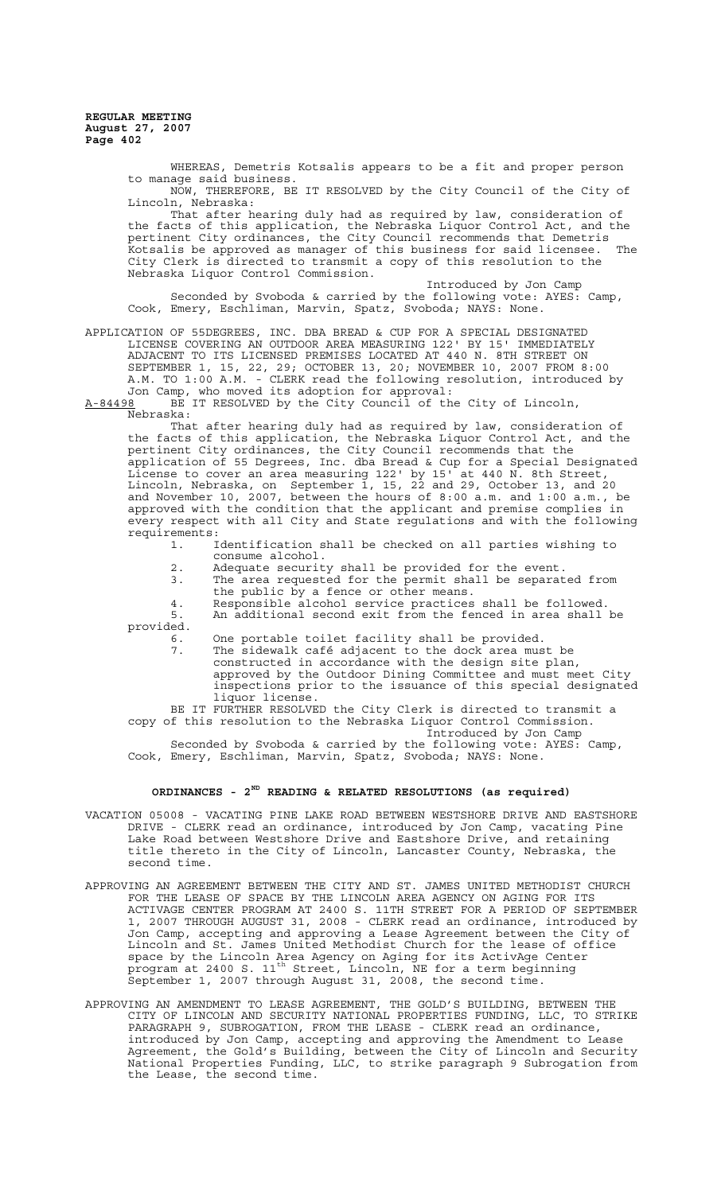WHEREAS, Demetris Kotsalis appears to be a fit and proper person to manage said business.

NOW, THEREFORE, BE IT RESOLVED by the City Council of the City of Lincoln, Nebraska:

That after hearing duly had as required by law, consideration of the facts of this application, the Nebraska Liquor Control Act, and the pertinent City ordinances, the City Council recommends that Demetris Kotsalis be approved as manager of this business for said licensee. The City Clerk is directed to transmit a copy of this resolution to the Nebraska Liquor Control Commission.

Introduced by Jon Camp

Seconded by Svoboda & carried by the following vote: AYES: Camp, Cook, Emery, Eschliman, Marvin, Spatz, Svoboda; NAYS: None.

APPLICATION OF 55DEGREES, INC. DBA BREAD & CUP FOR A SPECIAL DESIGNATED LICENSE COVERING AN OUTDOOR AREA MEASURING 122' BY 15' IMMEDIATELY ADJACENT TO ITS LICENSED PREMISES LOCATED AT 440 N. 8TH STREET ON SEPTEMBER 1, 15, 22, 29; OCTOBER 13, 20; NOVEMBER 10, 2007 FROM 8:00 A.M. TO 1:00 A.M. - CLERK read the following resolution, introduced by Jon Camp, who moved its adoption for approval:

A-84498 BE IT RESOLVED by the City Council of the City of Lincoln, Nebraska:

That after hearing duly had as required by law, consideration of the facts of this application, the Nebraska Liquor Control Act, and the pertinent City ordinances, the City Council recommends that the application of 55 Degrees, Inc. dba Bread & Cup for a Special Designated License to cover an area measuring 122' by 15' at 440 N. 8th Street, Lincoln, Nebraska, on September 1, 15, 22 and 29, October 13, and 20 and November 10, 2007, between the hours of 8:00 a.m. and 1:00 a.m., be approved with the condition that the applicant and premise complies in every respect with all City and State regulations and with the following requirements:

1. Identification shall be checked on all parties wishing to consume alcohol.
2. Adequate security shall be provided for the event.
3. The area requested for the permit shall be separated from the public by a fence or other means.
4. Responsible alcohol service practices shall be followed.
5. An additional second exit from the fenced in area shall be provided.
6. One portable toilet facility shall be provided.
7. The sidewalk café adjacent to the dock area must be constructed in accordance with the design site plan, approved by the Outdoor Dining Committee and must meet City inspections prior to the issuance of this special designated liquor license.

BE IT FURTHER RESOLVED the City Clerk is directed to transmit a copy of this resolution to the Nebraska Liquor Control Commission.

Introduced by Jon Camp

Seconded by Svoboda & carried by the following vote: AYES: Camp, Cook, Emery, Eschliman, Marvin, Spatz, Svoboda; NAYS: None.

## ORDINANCES - 2ND READING & RELATED RESOLUTIONS (as required)

VACATION 05008 - VACATING PINE LAKE ROAD BETWEEN WESTSHORE DRIVE AND EASTSHORE DRIVE - CLERK read an ordinance, introduced by Jon Camp, vacating Pine Lake Road between Westshore Drive and Eastshore Drive, and retaining title thereto in the City of Lincoln, Lancaster County, Nebraska, the second time.

APPROVING AN AGREEMENT BETWEEN THE CITY AND ST. JAMES UNITED METHODIST CHURCH FOR THE LEASE OF SPACE BY THE LINCOLN AREA AGENCY ON AGING FOR ITS ACTIVAGE CENTER PROGRAM AT 2400 S. 11TH STREET FOR A PERIOD OF SEPTEMBER 1, 2007 THROUGH AUGUST 31, 2008 - CLERK read an ordinance, introduced by Jon Camp, accepting and approving a Lease Agreement between the City of Lincoln and St. James United Methodist Church for the lease of office space by the Lincoln Area Agency on Aging for its ActivAge Center program at 2400 S. 11th Street, Lincoln, NE for a term beginning September 1, 2007 through August 31, 2008, the second time.

APPROVING AN AMENDMENT TO LEASE AGREEMENT, THE GOLD'S BUILDING, BETWEEN THE CITY OF LINCOLN AND SECURITY NATIONAL PROPERTIES FUNDING, LLC, TO STRIKE PARAGRAPH 9, SUBROGATION, FROM THE LEASE - CLERK read an ordinance, introduced by Jon Camp, accepting and approving the Amendment to Lease Agreement, the Gold's Building, between the City of Lincoln and Security National Properties Funding, LLC, to strike paragraph 9 Subrogation from the Lease, the second time.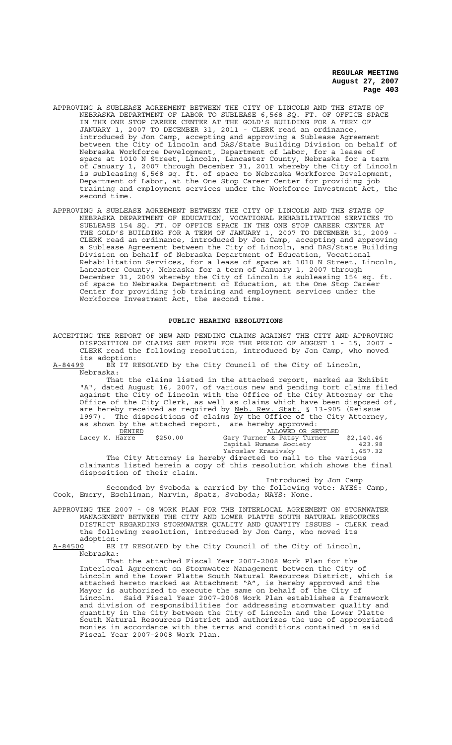APPROVING A SUBLEASE AGREEMENT BETWEEN THE CITY OF LINCOLN AND THE STATE OF NEBRASKA DEPARTMENT OF LABOR TO SUBLEASE 6,568 SQ. FT. OF OFFICE SPACE IN THE ONE STOP CAREER CENTER AT THE GOLD'S BUILDING FOR A TERM OF JANUARY 1, 2007 TO DECEMBER 31, 2011 - CLERK read an ordinance, introduced by Jon Camp, accepting and approving a Sublease Agreement between the City of Lincoln and DAS/State Building Division on behalf of Nebraska Workforce Development, Department of Labor, for a lease of space at 1010 N Street, Lincoln, Lancaster County, Nebraska for a term of January 1, 2007 through December 31, 2011 whereby the City of Lincoln is subleasing 6,568 sq. ft. of space to Nebraska Workforce Development, Department of Labor, at the One Stop Career Center for providing job training and employment services under the Workforce Investment Act, the second time.

APPROVING A SUBLEASE AGREEMENT BETWEEN THE CITY OF LINCOLN AND THE STATE OF NEBRASKA DEPARTMENT OF EDUCATION, VOCATIONAL REHABILITATION SERVICES TO SUBLEASE 154 SQ. FT. OF OFFICE SPACE IN THE ONE STOP CAREER CENTER AT THE GOLD'S BUILDING FOR A TERM OF JANUARY 1, 2007 TO DECEMBER 31, 2009 - CLERK read an ordinance, introduced by Jon Camp, accepting and approving a Sublease Agreement between the City of Lincoln, and DAS/State Building Division on behalf of Nebraska Department of Education, Vocational Rehabilitation Services, for a lease of space at 1010 N Street, Lincoln, Lancaster County, Nebraska for a term of January 1, 2007 through December 31, 2009 whereby the City of Lincoln is subleasing 154 sq. ft. of space to Nebraska Department of Education, at the One Stop Career Center for providing job training and employment services under the Workforce Investment Act, the second time.

## PUBLIC HEARING RESOLUTIONS

ACCEPTING THE REPORT OF NEW AND PENDING CLAIMS AGAINST THE CITY AND APPROVING DISPOSITION OF CLAIMS SET FORTH FOR THE PERIOD OF AUGUST 1 - 15, 2007 - CLERK read the following resolution, introduced by Jon Camp, who moved its adoption:

A-84499 BE IT RESOLVED by the City Council of the City of Lincoln, Nebraska:

That the claims listed in the attached report, marked as Exhibit "A", dated August 16, 2007, of various new and pending tort claims filed against the City of Lincoln with the Office of the City Attorney or the Office of the City Clerk, as well as claims which have been disposed of, are hereby received as required by Neb. Rev. Stat. § 13-905 (Reissue 1997). The dispositions of claims by the Office of the City Attorney, as shown by the attached report, are hereby approved:

| DENIED | | ALLOWED OR SETTLED | |
|---|---|---|---|
| Lacey M. Harre | $250.00 | Gary Turner & Patsy Turner | $2,140.46 |
| | | Capital Humane Society | 423.98 |
| | | Yaroslav Krasivsky | 1,657.32 |

The City Attorney is hereby directed to mail to the various claimants listed herein a copy of this resolution which shows the final disposition of their claim.

Introduced by Jon Camp

Seconded by Svoboda & carried by the following vote: AYES: Camp, Cook, Emery, Eschliman, Marvin, Spatz, Svoboda; NAYS: None.

APPROVING THE 2007 - 08 WORK PLAN FOR THE INTERLOCAL AGREEMENT ON STORMWATER MANAGEMENT BETWEEN THE CITY AND LOWER PLATTE SOUTH NATURAL RESOURCES DISTRICT REGARDING STORMWATER QUALITY AND QUANTITY ISSUES - CLERK read the following resolution, introduced by Jon Camp, who moved its adoption:

A-84500 BE IT RESOLVED by the City Council of the City of Lincoln, Nebraska:

That the attached Fiscal Year 2007-2008 Work Plan for the Interlocal Agreement on Stormwater Management between the City of Lincoln and the Lower Platte South Natural Resources District, which is attached hereto marked as Attachment "A", is hereby approved and the Mayor is authorized to execute the same on behalf of the City of Lincoln. Said Fiscal Year 2007-2008 Work Plan establishes a framework and division of responsibilities for addressing stormwater quality and quantity in the City between the City of Lincoln and the Lower Platte South Natural Resources District and authorizes the use of appropriated monies in accordance with the terms and conditions contained in said Fiscal Year 2007-2008 Work Plan.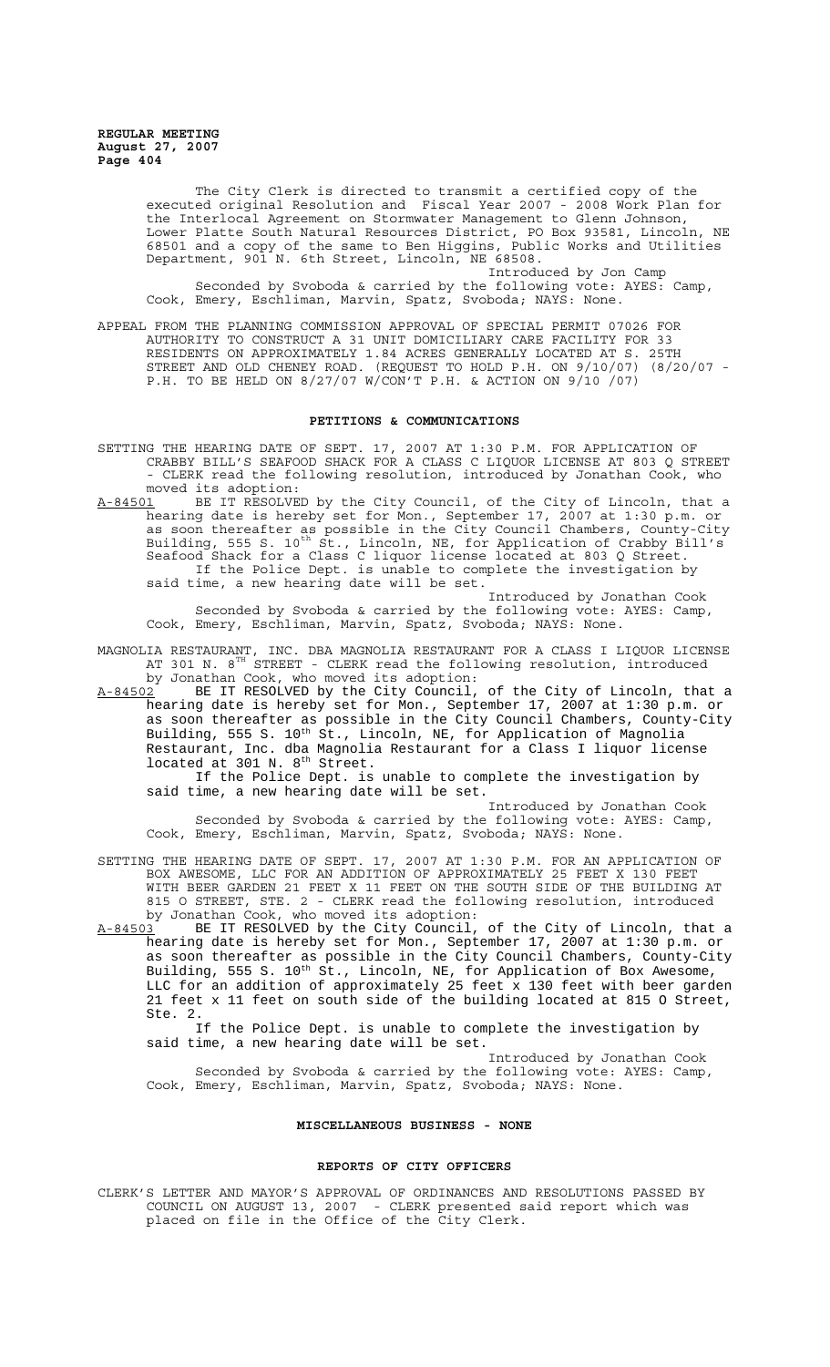The City Clerk is directed to transmit a certified copy of the executed original Resolution and Fiscal Year 2007 - 2008 Work Plan for the Interlocal Agreement on Stormwater Management to Glenn Johnson, Lower Platte South Natural Resources District, PO Box 93581, Lincoln, NE 68501 and a copy of the same to Ben Higgins, Public Works and Utilities Department, 901 N. 6th Street, Lincoln, NE 68508.

Introduced by Jon Camp

Seconded by Svoboda & carried by the following vote: AYES: Camp, Cook, Emery, Eschliman, Marvin, Spatz, Svoboda; NAYS: None.

APPEAL FROM THE PLANNING COMMISSION APPROVAL OF SPECIAL PERMIT 07026 FOR AUTHORITY TO CONSTRUCT A 31 UNIT DOMICILIARY CARE FACILITY FOR 33 RESIDENTS ON APPROXIMATELY 1.84 ACRES GENERALLY LOCATED AT S. 25TH STREET AND OLD CHENEY ROAD. (REQUEST TO HOLD P.H. ON 9/10/07) (8/20/07 - P.H. TO BE HELD ON 8/27/07 W/CON'T P.H. & ACTION ON 9/10 /07)

## PETITIONS & COMMUNICATIONS

SETTING THE HEARING DATE OF SEPT. 17, 2007 AT 1:30 P.M. FOR APPLICATION OF CRABBY BILL'S SEAFOOD SHACK FOR A CLASS C LIQUOR LICENSE AT 803 Q STREET - CLERK read the following resolution, introduced by Jonathan Cook, who moved its adoption:

A-84501 BE IT RESOLVED by the City Council, of the City of Lincoln, that a hearing date is hereby set for Mon., September 17, 2007 at 1:30 p.m. or as soon thereafter as possible in the City Council Chambers, County-City Building, 555 S. 10th St., Lincoln, NE, for Application of Crabby Bill's Seafood Shack for a Class C liquor license located at 803 Q Street.

If the Police Dept. is unable to complete the investigation by said time, a new hearing date will be set.

Introduced by Jonathan Cook

Seconded by Svoboda & carried by the following vote: AYES: Camp, Cook, Emery, Eschliman, Marvin, Spatz, Svoboda; NAYS: None.

MAGNOLIA RESTAURANT, INC. DBA MAGNOLIA RESTAURANT FOR A CLASS I LIQUOR LICENSE AT 301 N. 8TH STREET - CLERK read the following resolution, introduced by Jonathan Cook, who moved its adoption:

A-84502 BE IT RESOLVED by the City Council, of the City of Lincoln, that a hearing date is hereby set for Mon., September 17, 2007 at 1:30 p.m. or as soon thereafter as possible in the City Council Chambers, County-City Building, 555 S. 10th St., Lincoln, NE, for Application of Magnolia Restaurant, Inc. dba Magnolia Restaurant for a Class I liquor license located at 301 N. 8th Street.

If the Police Dept. is unable to complete the investigation by said time, a new hearing date will be set.

Introduced by Jonathan Cook

Seconded by Svoboda & carried by the following vote: AYES: Camp, Cook, Emery, Eschliman, Marvin, Spatz, Svoboda; NAYS: None.

SETTING THE HEARING DATE OF SEPT. 17, 2007 AT 1:30 P.M. FOR AN APPLICATION OF BOX AWESOME, LLC FOR AN ADDITION OF APPROXIMATELY 25 FEET X 130 FEET WITH BEER GARDEN 21 FEET X 11 FEET ON THE SOUTH SIDE OF THE BUILDING AT 815 O STREET, STE. 2 - CLERK read the following resolution, introduced by Jonathan Cook, who moved its adoption:

A-84503 BE IT RESOLVED by the City Council, of the City of Lincoln, that a hearing date is hereby set for Mon., September 17, 2007 at 1:30 p.m. or as soon thereafter as possible in the City Council Chambers, County-City Building, 555 S. 10th St., Lincoln, NE, for Application of Box Awesome, LLC for an addition of approximately 25 feet x 130 feet with beer garden 21 feet x 11 feet on south side of the building located at 815 O Street, Ste. 2.

If the Police Dept. is unable to complete the investigation by said time, a new hearing date will be set.

Introduced by Jonathan Cook

Seconded by Svoboda & carried by the following vote: AYES: Camp, Cook, Emery, Eschliman, Marvin, Spatz, Svoboda; NAYS: None.

## MISCELLANEOUS BUSINESS - NONE

## REPORTS OF CITY OFFICERS

CLERK'S LETTER AND MAYOR'S APPROVAL OF ORDINANCES AND RESOLUTIONS PASSED BY COUNCIL ON AUGUST 13, 2007 - CLERK presented said report which was placed on file in the Office of the City Clerk.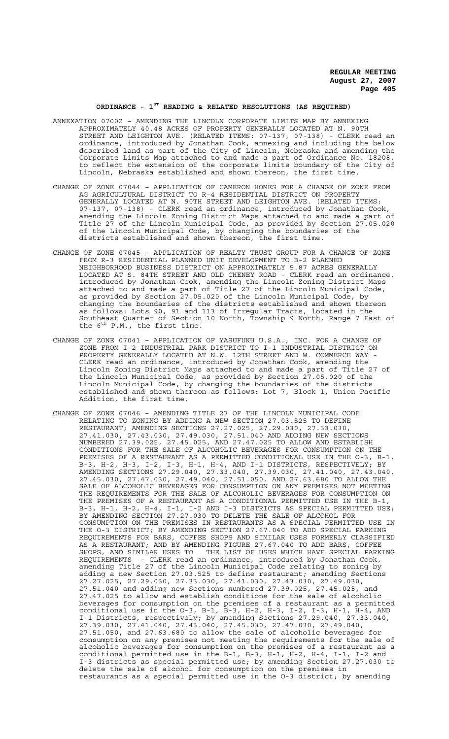## ORDINANCE - 1ST READING & RELATED RESOLUTIONS (AS REQUIRED)

ANNEXATION 07002 – AMENDING THE LINCOLN CORPORATE LIMITS MAP BY ANNEXING APPROXIMATELY 40.48 ACRES OF PROPERTY GENERALLY LOCATED AT N. 90TH STREET AND LEIGHTON AVE. (RELATED ITEMS: 07-137, 07-138) - CLERK read an ordinance, introduced by Jonathan Cook, annexing and including the below described land as part of the City of Lincoln, Nebraska and amending the Corporate Limits Map attached to and made a part of Ordinance No. 18208, to reflect the extension of the corporate limits boundary of the City of Lincoln, Nebraska established and shown thereon, the first time.

CHANGE OF ZONE 07044 – APPLICATION OF CAMERON HOMES FOR A CHANGE OF ZONE FROM AG AGRICULTURAL DISTRICT TO R-4 RESIDENTIAL DISTRICT ON PROPERTY GENERALLY LOCATED AT N. 90TH STREET AND LEIGHTON AVE. (RELATED ITEMS: 07-137, 07-138) - CLERK read an ordinance, introduced by Jonathan Cook, amending the Lincoln Zoning District Maps attached to and made a part of Title 27 of the Lincoln Municipal Code, as provided by Section 27.05.020 of the Lincoln Municipal Code, by changing the boundaries of the districts established and shown thereon, the first time.

CHANGE OF ZONE 07045 – APPLICATION OF REALTY TRUST GROUP FOR A CHANGE OF ZONE FROM R-3 RESIDENTIAL PLANNED UNIT DEVELOPMENT TO B-2 PLANNED NEIGHBORHOOD BUSINESS DISTRICT ON APPROXIMATELY 5.87 ACRES GENERALLY LOCATED AT S. 84TH STREET AND OLD CHENEY ROAD - CLERK read an ordinance, introduced by Jonathan Cook, amending the Lincoln Zoning District Maps attached to and made a part of Title 27 of the Lincoln Municipal Code, as provided by Section 27.05.020 of the Lincoln Municipal Code, by changing the boundaries of the districts established and shown thereon as follows: Lots 90, 91 and 113 of Irregular Tracts, located in the Southeast Quarter of Section 10 North, Township 9 North, Range 7 East of the 6th P.M., the first time.

CHANGE OF ZONE 07041 – APPLICATION OF YASUFUKU U.S.A., INC. FOR A CHANGE OF ZONE FROM I-2 INDUSTRIAL PARK DISTRICT TO I-1 INDUSTRIAL DISTRICT ON PROPERTY GENERALLY LOCATED AT N.W. 12TH STREET AND W. COMMERCE WAY - CLERK read an ordinance, introduced by Jonathan Cook, amending the Lincoln Zoning District Maps attached to and made a part of Title 27 of the Lincoln Municipal Code, as provided by Section 27.05.020 of the Lincoln Municipal Code, by changing the boundaries of the districts established and shown thereon as follows: Lot 7, Block 1, Union Pacific Addition, the first time.

CHANGE OF ZONE 07046 – AMENDING TITLE 27 OF THE LINCOLN MUNICIPAL CODE RELATING TO ZONING BY ADDING A NEW SECTION 27.03.525 TO DEFINE RESTAURANT; AMENDING SECTIONS 27.27.025, 27.29.030, 27.33.030, 27.41.030, 27.43.030, 27.49.030, 27.51.040 AND ADDING NEW SECTIONS NUMBERED 27.39.025, 27.45.025, AND 27.47.025 TO ALLOW AND ESTABLISH CONDITIONS FOR THE SALE OF ALCOHOLIC BEVERAGES FOR CONSUMPTION ON THE PREMISES OF A RESTAURANT AS A PERMITTED CONDITIONAL USE IN THE O-3, B-1, B-3, H-2, H-3, I-2, I-3, H-1, H-4, AND I-1 DISTRICTS, RESPECTIVELY; BY AMENDING SECTIONS 27.29.040, 27.33.040, 27.39.030, 27.41.040, 27.43.040, 27.45.030, 27.47.030, 27.49.040, 27.51.050, AND 27.63.680 TO ALLOW THE SALE OF ALCOHOLIC BEVERAGES FOR CONSUMPTION ON ANY PREMISES NOT MEETING THE REQUIREMENTS FOR THE SALE OF ALCOHOLIC BEVERAGES FOR CONSUMPTION ON THE PREMISES OF A RESTAURANT AS A CONDITIONAL PERMITTED USE IN THE B-1, B-3, H-1, H-2, H-4, I-1, I-2 AND I-3 DISTRICTS AS SPECIAL PERMITTED USE; BY AMENDING SECTION 27.27.030 TO DELETE THE SALE OF ALCOHOL FOR CONSUMPTION ON THE PREMISES IN RESTAURANTS AS A SPECIAL PERMITTED USE IN THE O-3 DISTRICT; BY AMENDING SECTION 27.67.040 TO ADD SPECIAL PARKING REQUIREMENTS FOR BARS, COFFEE SHOPS AND SIMILAR USES FORMERLY CLASSIFIED AS A RESTAURANT; AND BY AMENDING FIGURE 27.67.040 TO ADD BARS, COFFEE SHOPS, AND SIMILAR USES TO THE LIST OF USES WHICH HAVE SPECIAL PARKING REQUIREMENTS - CLERK read an ordinance, introduced by Jonathan Cook, amending Title 27 of the Lincoln Municipal Code relating to zoning by adding a new Section 27.03.525 to define restaurant; amending Sections 27.27.025, 27.29.030, 27.33.030, 27.41.030, 27.43.030, 27.49.030, 27.51.040 and adding new Sections numbered 27.39.025, 27.45.025, and 27.47.025 to allow and establish conditions for the sale of alcoholic beverages for consumption on the premises of a restaurant as a permitted conditional use in the O-3, B-1, B-3, H-2, H-3, I-2, I-3, H-1, H-4, AND I-1 Districts, respectively; by amending Sections 27.29.040, 27.33.040, 27.39.030, 27.41.040, 27.43.040, 27.45.030, 27.47.030, 27.49.040, 27.51.050, and 27.63.680 to allow the sale of alcoholic beverages for consumption on any premises not meeting the requirements for the sale of alcoholic beverages for consumption on the premises of a restaurant as a conditional permitted use in the B-1, B-3, H-1, H-2, H-4, I-1, I-2 and I-3 districts as special permitted use; by amending Section 27.27.030 to delete the sale of alcohol for consumption on the premises in restaurants as a special permitted use in the O-3 district; by amending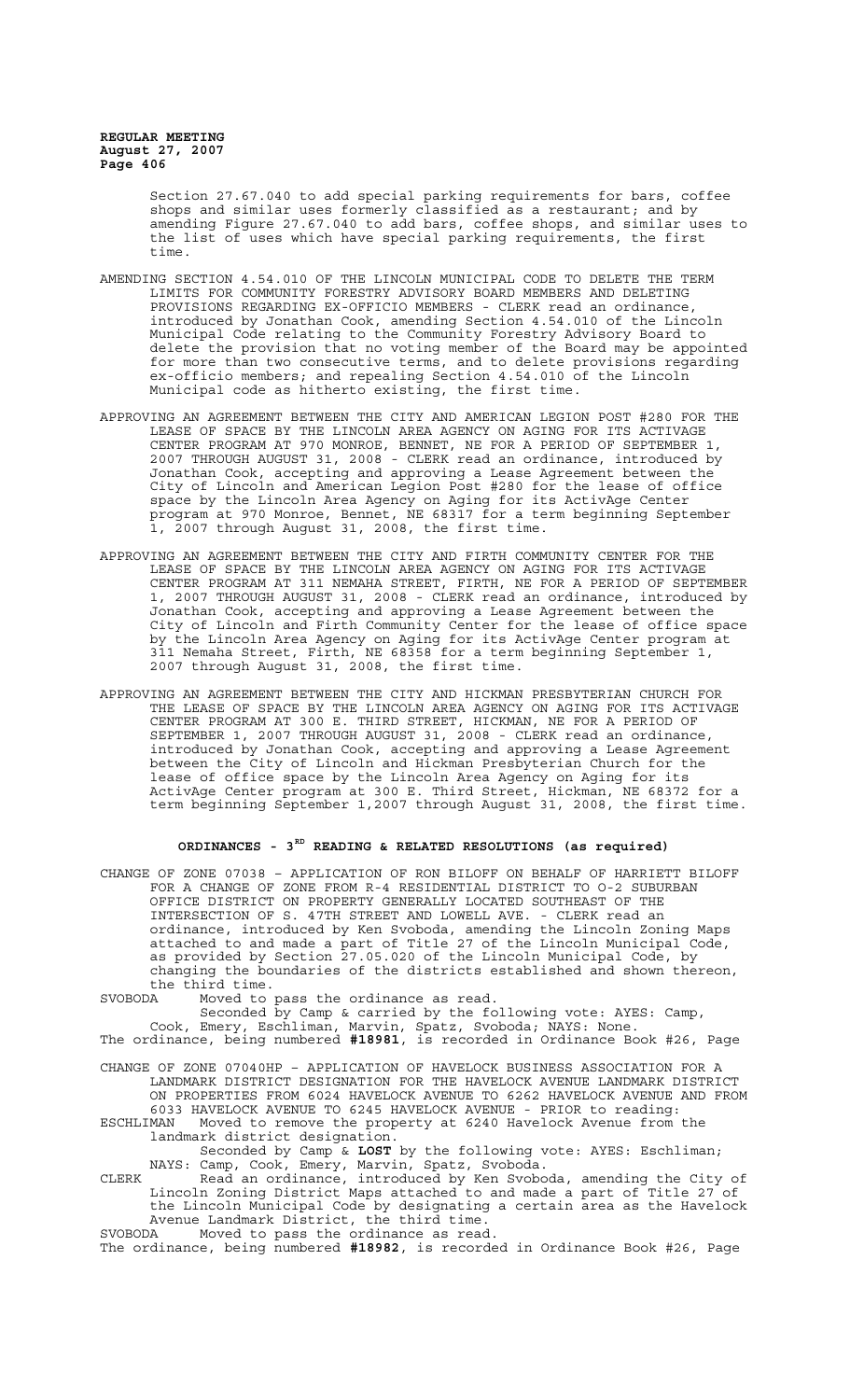Section 27.67.040 to add special parking requirements for bars, coffee shops and similar uses formerly classified as a restaurant; and by amending Figure 27.67.040 to add bars, coffee shops, and similar uses to the list of uses which have special parking requirements, the first time.

AMENDING SECTION 4.54.010 OF THE LINCOLN MUNICIPAL CODE TO DELETE THE TERM LIMITS FOR COMMUNITY FORESTRY ADVISORY BOARD MEMBERS AND DELETING PROVISIONS REGARDING EX-OFFICIO MEMBERS - CLERK read an ordinance, introduced by Jonathan Cook, amending Section 4.54.010 of the Lincoln Municipal Code relating to the Community Forestry Advisory Board to delete the provision that no voting member of the Board may be appointed for more than two consecutive terms, and to delete provisions regarding ex-officio members; and repealing Section 4.54.010 of the Lincoln Municipal code as hitherto existing, the first time.

APPROVING AN AGREEMENT BETWEEN THE CITY AND AMERICAN LEGION POST #280 FOR THE LEASE OF SPACE BY THE LINCOLN AREA AGENCY ON AGING FOR ITS ACTIVAGE CENTER PROGRAM AT 970 MONROE, BENNET, NE FOR A PERIOD OF SEPTEMBER 1, 2007 THROUGH AUGUST 31, 2008 - CLERK read an ordinance, introduced by Jonathan Cook, accepting and approving a Lease Agreement between the City of Lincoln and American Legion Post #280 for the lease of office space by the Lincoln Area Agency on Aging for its ActivAge Center program at 970 Monroe, Bennet, NE 68317 for a term beginning September 1, 2007 through August 31, 2008, the first time.

APPROVING AN AGREEMENT BETWEEN THE CITY AND FIRTH COMMUNITY CENTER FOR THE LEASE OF SPACE BY THE LINCOLN AREA AGENCY ON AGING FOR ITS ACTIVAGE CENTER PROGRAM AT 311 NEMAHA STREET, FIRTH, NE FOR A PERIOD OF SEPTEMBER 1, 2007 THROUGH AUGUST 31, 2008 - CLERK read an ordinance, introduced by Jonathan Cook, accepting and approving a Lease Agreement between the City of Lincoln and Firth Community Center for the lease of office space by the Lincoln Area Agency on Aging for its ActivAge Center program at 311 Nemaha Street, Firth, NE 68358 for a term beginning September 1, 2007 through August 31, 2008, the first time.

APPROVING AN AGREEMENT BETWEEN THE CITY AND HICKMAN PRESBYTERIAN CHURCH FOR THE LEASE OF SPACE BY THE LINCOLN AREA AGENCY ON AGING FOR ITS ACTIVAGE CENTER PROGRAM AT 300 E. THIRD STREET, HICKMAN, NE FOR A PERIOD OF SEPTEMBER 1, 2007 THROUGH AUGUST 31, 2008 - CLERK read an ordinance, introduced by Jonathan Cook, accepting and approving a Lease Agreement between the City of Lincoln and Hickman Presbyterian Church for the lease of office space by the Lincoln Area Agency on Aging for its ActivAge Center program at 300 E. Third Street, Hickman, NE 68372 for a term beginning September 1,2007 through August 31, 2008, the first time.

## ORDINANCES - 3RD READING & RELATED RESOLUTIONS (as required)

CHANGE OF ZONE 07038 – APPLICATION OF RON BILOFF ON BEHALF OF HARRIETT BILOFF FOR A CHANGE OF ZONE FROM R-4 RESIDENTIAL DISTRICT TO O-2 SUBURBAN OFFICE DISTRICT ON PROPERTY GENERALLY LOCATED SOUTHEAST OF THE INTERSECTION OF S. 47TH STREET AND LOWELL AVE. - CLERK read an ordinance, introduced by Ken Svoboda, amending the Lincoln Zoning Maps attached to and made a part of Title 27 of the Lincoln Municipal Code, as provided by Section 27.05.020 of the Lincoln Municipal Code, by changing the boundaries of the districts established and shown thereon, the third time.

SVOBODA Moved to pass the ordinance as read.

Seconded by Camp & carried by the following vote: AYES: Camp, Cook, Emery, Eschliman, Marvin, Spatz, Svoboda; NAYS: None.

The ordinance, being numbered **#18981**, is recorded in Ordinance Book #26, Page

CHANGE OF ZONE 07040HP – APPLICATION OF HAVELOCK BUSINESS ASSOCIATION FOR A LANDMARK DISTRICT DESIGNATION FOR THE HAVELOCK AVENUE LANDMARK DISTRICT ON PROPERTIES FROM 6024 HAVELOCK AVENUE TO 6262 HAVELOCK AVENUE AND FROM 6033 HAVELOCK AVENUE TO 6245 HAVELOCK AVENUE - PRIOR to reading:

ESCHLIMAN Moved to remove the property at 6240 Havelock Avenue from the landmark district designation.

Seconded by Camp & **LOST** by the following vote: AYES: Eschliman; NAYS: Camp, Cook, Emery, Marvin, Spatz, Svoboda.

CLERK Read an ordinance, introduced by Ken Svoboda, amending the City of Lincoln Zoning District Maps attached to and made a part of Title 27 of the Lincoln Municipal Code by designating a certain area as the Havelock Avenue Landmark District, the third time.

SVOBODA Moved to pass the ordinance as read.

The ordinance, being numbered **#18982**, is recorded in Ordinance Book #26, Page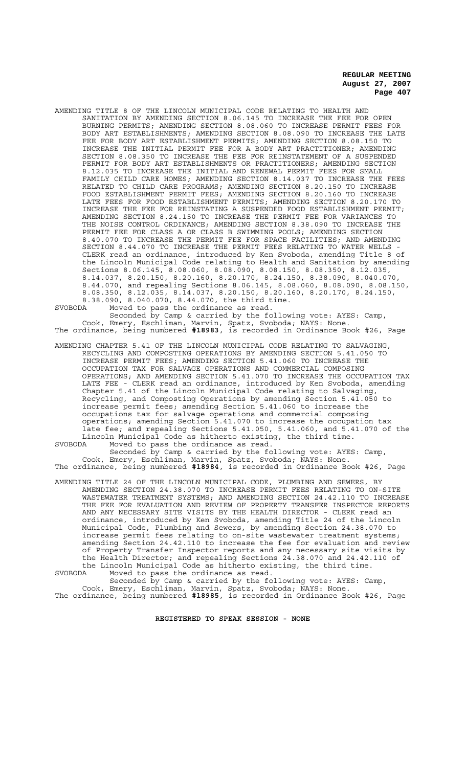AMENDING TITLE 8 OF THE LINCOLN MUNICIPAL CODE RELATING TO HEALTH AND SANITATION BY AMENDING SECTION 8.06.145 TO INCREASE THE FEE FOR OPEN BURNING PERMITS; AMENDING SECTION 8.08.060 TO INCREASE PERMIT FEES FOR BODY ART ESTABLISHMENTS; AMENDING SECTION 8.08.090 TO INCREASE THE LATE FEE FOR BODY ART ESTABLISHMENT PERMITS; AMENDING SECTION 8.08.150 TO INCREASE THE INITIAL PERMIT FEE FOR A BODY ART PRACTITIONER; AMENDING SECTION 8.08.350 TO INCREASE THE FEE FOR REINSTATEMENT OF A SUSPENDED PERMIT FOR BODY ART ESTABLISHMENTS OR PRACTITIONERS; AMENDING SECTION 8.12.035 TO INCREASE THE INITIAL AND RENEWAL PERMIT FEES FOR SMALL FAMILY CHILD CARE HOMES; AMENDING SECTION 8.14.037 TO INCREASE THE FEES RELATED TO CHILD CARE PROGRAMS; AMENDING SECTION 8.20.150 TO INCREASE FOOD ESTABLISHMENT PERMIT FEES; AMENDING SECTION 8.20.160 TO INCREASE LATE FEES FOR FOOD ESTABLISHMENT PERMITS; AMENDING SECTION 8.20.170 TO INCREASE THE FEE FOR REINSTATING A SUSPENDED FOOD ESTABLISHMENT PERMIT; AMENDING SECTION 8.24.150 TO INCREASE THE PERMIT FEE FOR VARIANCES TO THE NOISE CONTROL ORDINANCE; AMENDING SECTION 8.38.090 TO INCREASE THE PERMIT FEE FOR CLASS A OR CLASS B SWIMMING POOLS; AMENDING SECTION 8.40.070 TO INCREASE THE PERMIT FEE FOR SPACE FACILITIES; AND AMENDING SECTION 8.44.070 TO INCREASE THE PERMIT FEES RELATING TO WATER WELLS - CLERK read an ordinance, introduced by Ken Svoboda, amending Title 8 of the Lincoln Municipal Code relating to Health and Sanitation by amending Sections 8.06.145, 8.08.060, 8.08.090, 8.08.150, 8.08.350, 8.12.035, 8.14.037, 8.20.150, 8.20.160, 8.20.170, 8.24.150, 8.38.090, 8.040.070, 8.44.070, and repealing Sections 8.06.145, 8.08.060, 8.08.090, 8.08.150, 8.08.350, 8.12.035, 8.14.037, 8.20.150, 8.20.160, 8.20.170, 8.24.150, 8.38.090, 8.040.070, 8.44.070, the third time.

SVOBODA Moved to pass the ordinance as read.

Seconded by Camp & carried by the following vote: AYES: Camp, Cook, Emery, Eschliman, Marvin, Spatz, Svoboda; NAYS: None.

The ordinance, being numbered **#18983**, is recorded in Ordinance Book #26, Page

AMENDING CHAPTER 5.41 OF THE LINCOLN MUNICIPAL CODE RELATING TO SALVAGING, RECYCLING AND COMPOSTING OPERATIONS BY AMENDING SECTION 5.41.050 TO INCREASE PERMIT FEES; AMENDING SECTION 5.41.060 TO INCREASE THE OCCUPATION TAX FOR SALVAGE OPERATIONS AND COMMERCIAL COMPOSING OPERATIONS; AND AMENDING SECTION 5.41.070 TO INCREASE THE OCCUPATION TAX LATE FEE - CLERK read an ordinance, introduced by Ken Svoboda, amending Chapter 5.41 of the Lincoln Municipal Code relating to Salvaging, Recycling, and Composting Operations by amending Section 5.41.050 to increase permit fees; amending Section 5.41.060 to increase the occupations tax for salvage operations and commercial composing operations; amending Section 5.41.070 to increase the occupation tax late fee; and repealing Sections 5.41.050, 5.41.060, and 5.41.070 of the Lincoln Municipal Code as hitherto existing, the third time.

SVOBODA Moved to pass the ordinance as read.

Seconded by Camp & carried by the following vote: AYES: Camp, Cook, Emery, Eschliman, Marvin, Spatz, Svoboda; NAYS: None.

The ordinance, being numbered **#18984**, is recorded in Ordinance Book #26, Page

AMENDING TITLE 24 OF THE LINCOLN MUNICIPAL CODE, PLUMBING AND SEWERS, BY AMENDING SECTION 24.38.070 TO INCREASE PERMIT FEES RELATING TO ON-SITE WASTEWATER TREATMENT SYSTEMS; AND AMENDING SECTION 24.42.110 TO INCREASE THE FEE FOR EVALUATION AND REVIEW OF PROPERTY TRANSFER INSPECTOR REPORTS AND ANY NECESSARY SITE VISITS BY THE HEALTH DIRECTOR - CLERK read an ordinance, introduced by Ken Svoboda, amending Title 24 of the Lincoln Municipal Code, Plumbing and Sewers, by amending Section 24.38.070 to increase permit fees relating to on-site wastewater treatment systems; amending Section 24.42.110 to increase the fee for evaluation and review of Property Transfer Inspector reports and any necessary site visits by the Health Director; and repealing Sections 24.38.070 and 24.42.110 of the Lincoln Municipal Code as hitherto existing, the third time.

SVOBODA Moved to pass the ordinance as read.

Seconded by Camp & carried by the following vote: AYES: Camp, Cook, Emery, Eschliman, Marvin, Spatz, Svoboda; NAYS: None.

The ordinance, being numbered **#18985**, is recorded in Ordinance Book #26, Page

**REGISTERED TO SPEAK SESSION - NONE**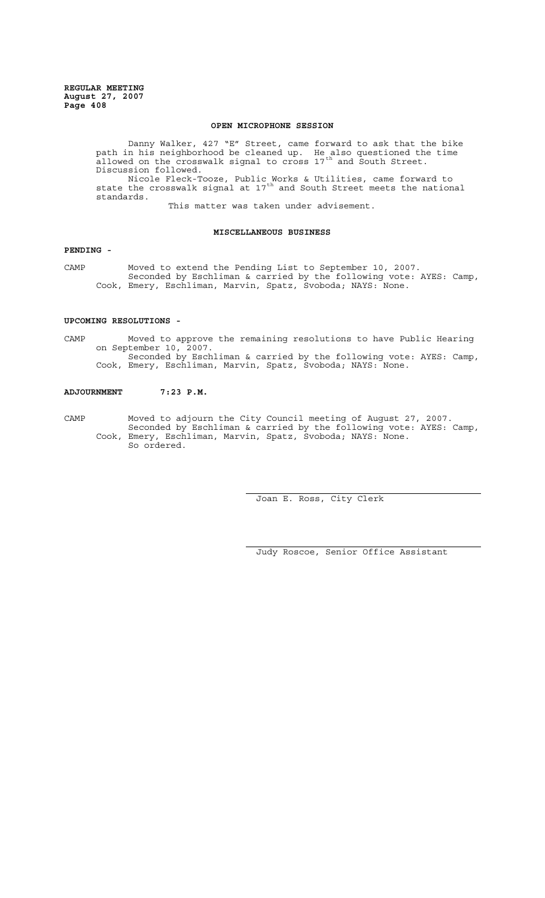**OPEN MICROPHONE SESSION**

Danny Walker, 427 "E" Street, came forward to ask that the bike path in his neighborhood be cleaned up. He also questioned the time allowed on the crosswalk signal to cross 17th and South Street. Discussion followed.

Nicole Fleck-Tooze, Public Works & Utilities, came forward to state the crosswalk signal at 17th and South Street meets the national standards.

This matter was taken under advisement.

**MISCELLANEOUS BUSINESS**

**PENDING -**

CAMP Moved to extend the Pending List to September 10, 2007.
Seconded by Eschliman & carried by the following vote: AYES: Camp, Cook, Emery, Eschliman, Marvin, Spatz, Svoboda; NAYS: None.

**UPCOMING RESOLUTIONS -**

CAMP Moved to approve the remaining resolutions to have Public Hearing on September 10, 2007.
Seconded by Eschliman & carried by the following vote: AYES: Camp, Cook, Emery, Eschliman, Marvin, Spatz, Svoboda; NAYS: None.

**ADJOURNMENT 7:23 P.M.**

CAMP Moved to adjourn the City Council meeting of August 27, 2007.
Seconded by Eschliman & carried by the following vote: AYES: Camp, Cook, Emery, Eschliman, Marvin, Spatz, Svoboda; NAYS: None.
So ordered.

Joan E. Ross, City Clerk

Judy Roscoe, Senior Office Assistant